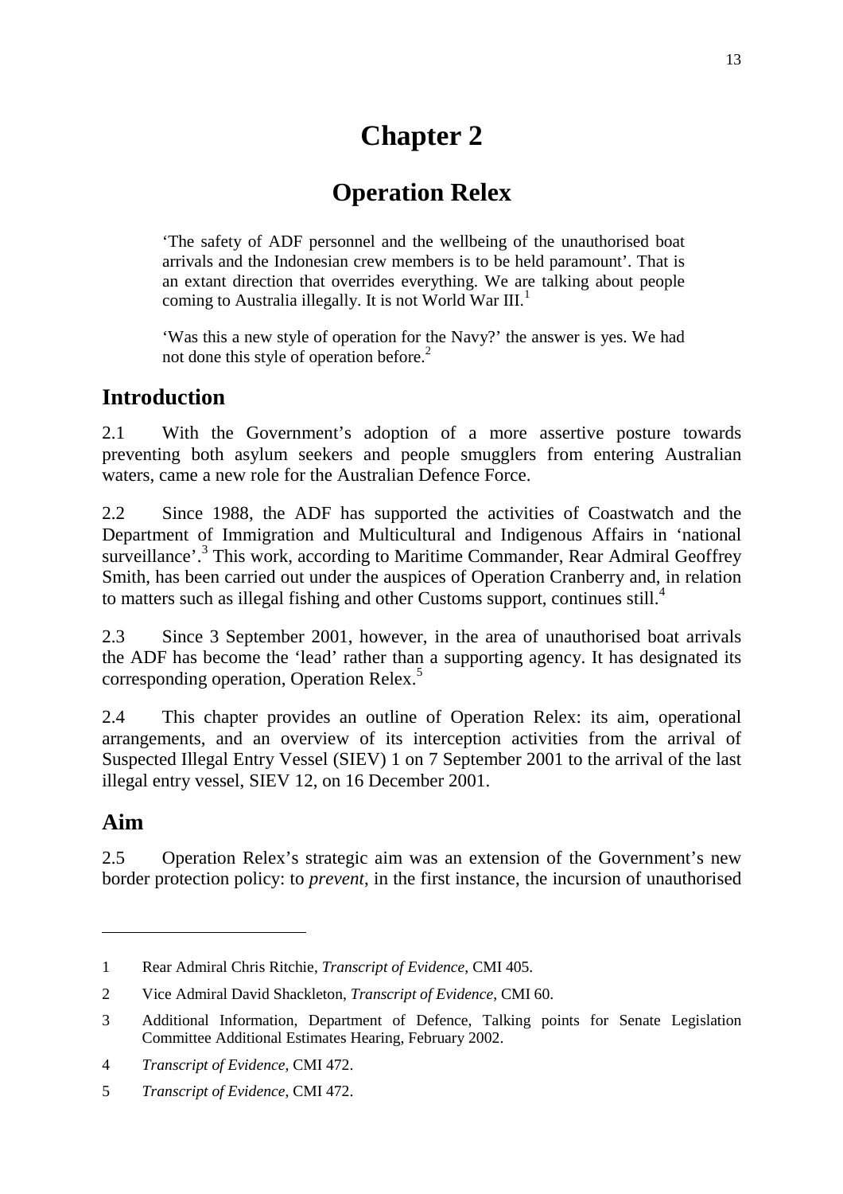# Chapter 2

# Operation Relex

> 'The safety of ADF personnel and the wellbeing of the unauthorised boat arrivals and the Indonesian crew members is to be held paramount'. That is an extant direction that overrides everything. We are talking about people coming to Australia illegally. It is not World War III.[1]

> 'Was this a new style of operation for the Navy?' the answer is yes. We had not done this style of operation before.[2]

## Introduction

2.1 With the Government's adoption of a more assertive posture towards preventing both asylum seekers and people smugglers from entering Australian waters, came a new role for the Australian Defence Force.

2.2 Since 1988, the ADF has supported the activities of Coastwatch and the Department of Immigration and Multicultural and Indigenous Affairs in 'national surveillance'.[3] This work, according to Maritime Commander, Rear Admiral Geoffrey Smith, has been carried out under the auspices of Operation Cranberry and, in relation to matters such as illegal fishing and other Customs support, continues still.[4]

2.3 Since 3 September 2001, however, in the area of unauthorised boat arrivals the ADF has become the 'lead' rather than a supporting agency. It has designated its corresponding operation, Operation Relex.[5]

2.4 This chapter provides an outline of Operation Relex: its aim, operational arrangements, and an overview of its interception activities from the arrival of Suspected Illegal Entry Vessel (SIEV) 1 on 7 September 2001 to the arrival of the last illegal entry vessel, SIEV 12, on 16 December 2001.

## Aim

2.5 Operation Relex's strategic aim was an extension of the Government's new border protection policy: to *prevent*, in the first instance, the incursion of unauthorised

---

1 Rear Admiral Chris Ritchie, *Transcript of Evidence*, CMI 405.

2 Vice Admiral David Shackleton, *Transcript of Evidence*, CMI 60.

3 Additional Information, Department of Defence, Talking points for Senate Legislation Committee Additional Estimates Hearing, February 2002.

4 *Transcript of Evidence*, CMI 472.

5 *Transcript of Evidence*, CMI 472.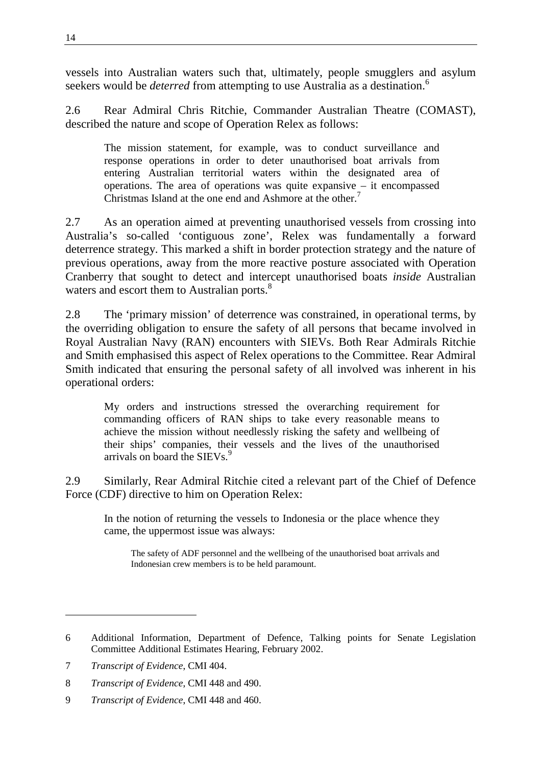vessels into Australian waters such that, ultimately, people smugglers and asylum seekers would be *deterred* from attempting to use Australia as a destination.[6]

2.6 Rear Admiral Chris Ritchie, Commander Australian Theatre (COMAST), described the nature and scope of Operation Relex as follows:

> The mission statement, for example, was to conduct surveillance and response operations in order to deter unauthorised boat arrivals from entering Australian territorial waters within the designated area of operations. The area of operations was quite expansive – it encompassed Christmas Island at the one end and Ashmore at the other.[7]

2.7 As an operation aimed at preventing unauthorised vessels from crossing into Australia's so-called 'contiguous zone', Relex was fundamentally a forward deterrence strategy. This marked a shift in border protection strategy and the nature of previous operations, away from the more reactive posture associated with Operation Cranberry that sought to detect and intercept unauthorised boats *inside* Australian waters and escort them to Australian ports.[8]

2.8 The 'primary mission' of deterrence was constrained, in operational terms, by the overriding obligation to ensure the safety of all persons that became involved in Royal Australian Navy (RAN) encounters with SIEVs. Both Rear Admirals Ritchie and Smith emphasised this aspect of Relex operations to the Committee. Rear Admiral Smith indicated that ensuring the personal safety of all involved was inherent in his operational orders:

> My orders and instructions stressed the overarching requirement for commanding officers of RAN ships to take every reasonable means to achieve the mission without needlessly risking the safety and wellbeing of their ships' companies, their vessels and the lives of the unauthorised arrivals on board the SIEVs.[9]

2.9 Similarly, Rear Admiral Ritchie cited a relevant part of the Chief of Defence Force (CDF) directive to him on Operation Relex:

> In the notion of returning the vessels to Indonesia or the place whence they came, the uppermost issue was always:
>
> > The safety of ADF personnel and the wellbeing of the unauthorised boat arrivals and Indonesian crew members is to be held paramount.

---

6 Additional Information, Department of Defence, Talking points for Senate Legislation Committee Additional Estimates Hearing, February 2002.

7 *Transcript of Evidence*, CMI 404.

8 *Transcript of Evidence*, CMI 448 and 490.

9 *Transcript of Evidence*, CMI 448 and 460.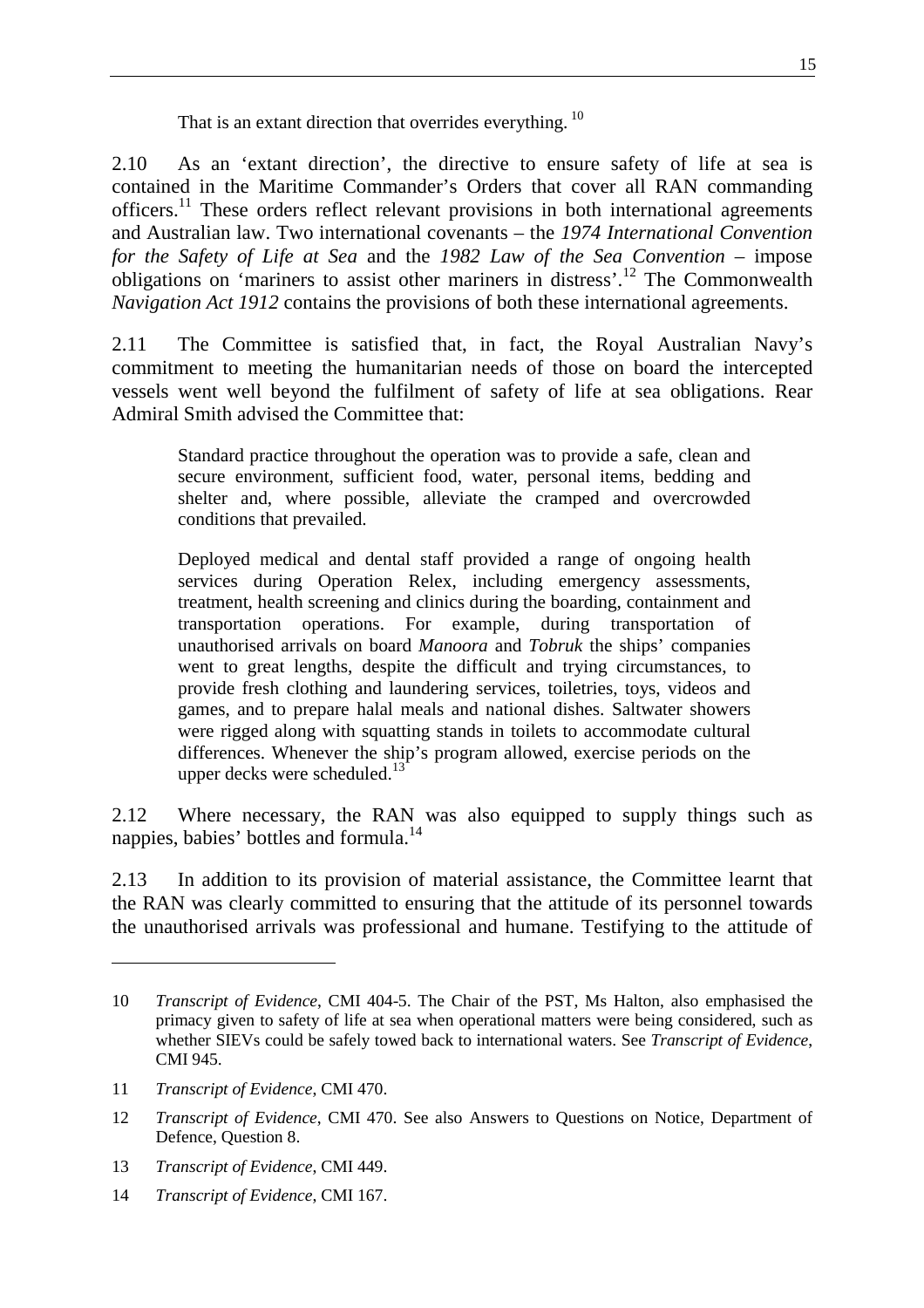> That is an extant direction that overrides everything.[10]

2.10 As an 'extant direction', the directive to ensure safety of life at sea is contained in the Maritime Commander's Orders that cover all RAN commanding officers.[11] These orders reflect relevant provisions in both international agreements and Australian law. Two international covenants – the *1974 International Convention for the Safety of Life at Sea* and the *1982 Law of the Sea Convention* – impose obligations on 'mariners to assist other mariners in distress'.[12] The Commonwealth *Navigation Act 1912* contains the provisions of both these international agreements.

2.11 The Committee is satisfied that, in fact, the Royal Australian Navy's commitment to meeting the humanitarian needs of those on board the intercepted vessels went well beyond the fulfilment of safety of life at sea obligations. Rear Admiral Smith advised the Committee that:

> Standard practice throughout the operation was to provide a safe, clean and secure environment, sufficient food, water, personal items, bedding and shelter and, where possible, alleviate the cramped and overcrowded conditions that prevailed.
>
> Deployed medical and dental staff provided a range of ongoing health services during Operation Relex, including emergency assessments, treatment, health screening and clinics during the boarding, containment and transportation operations. For example, during transportation of unauthorised arrivals on board *Manoora* and *Tobruk* the ships' companies went to great lengths, despite the difficult and trying circumstances, to provide fresh clothing and laundering services, toiletries, toys, videos and games, and to prepare halal meals and national dishes. Saltwater showers were rigged along with squatting stands in toilets to accommodate cultural differences. Whenever the ship's program allowed, exercise periods on the upper decks were scheduled.[13]

2.12 Where necessary, the RAN was also equipped to supply things such as nappies, babies' bottles and formula.[14]

2.13 In addition to its provision of material assistance, the Committee learnt that the RAN was clearly committed to ensuring that the attitude of its personnel towards the unauthorised arrivals was professional and humane. Testifying to the attitude of

---

10 *Transcript of Evidence*, CMI 404-5. The Chair of the PST, Ms Halton, also emphasised the primacy given to safety of life at sea when operational matters were being considered, such as whether SIEVs could be safely towed back to international waters. See *Transcript of Evidence*, CMI 945.

11 *Transcript of Evidence*, CMI 470.

12 *Transcript of Evidence*, CMI 470. See also Answers to Questions on Notice, Department of Defence, Question 8.

13 *Transcript of Evidence*, CMI 449.

14 *Transcript of Evidence*, CMI 167.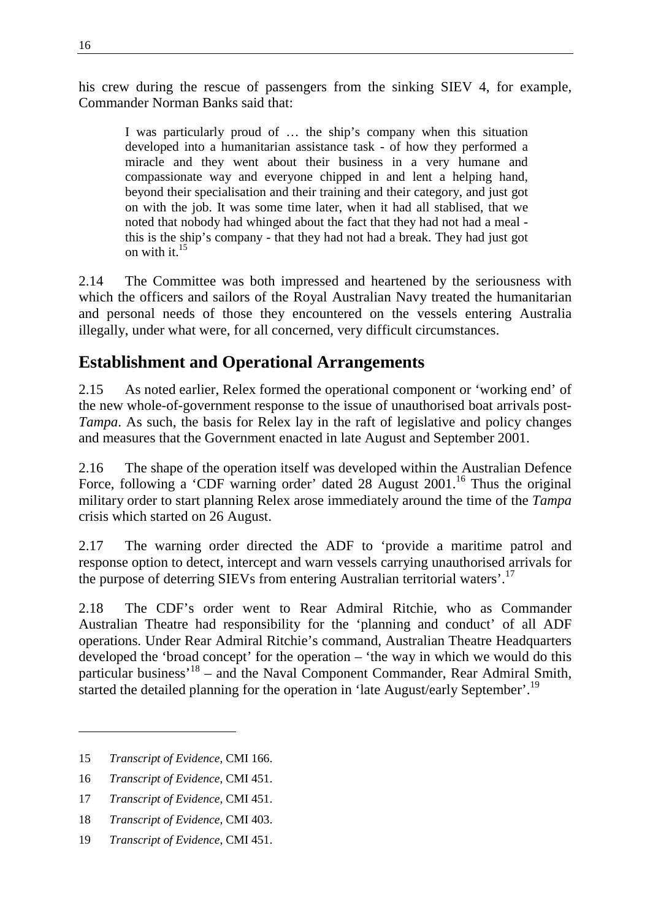his crew during the rescue of passengers from the sinking SIEV 4, for example, Commander Norman Banks said that:

> I was particularly proud of … the ship's company when this situation developed into a humanitarian assistance task - of how they performed a miracle and they went about their business in a very humane and compassionate way and everyone chipped in and lent a helping hand, beyond their specialisation and their training and their category, and just got on with the job. It was some time later, when it had all stablised, that we noted that nobody had whinged about the fact that they had not had a meal - this is the ship's company - that they had not had a break. They had just got on with it.[15]

2.14 The Committee was both impressed and heartened by the seriousness with which the officers and sailors of the Royal Australian Navy treated the humanitarian and personal needs of those they encountered on the vessels entering Australia illegally, under what were, for all concerned, very difficult circumstances.

## Establishment and Operational Arrangements

2.15 As noted earlier, Relex formed the operational component or 'working end' of the new whole-of-government response to the issue of unauthorised boat arrivals post-*Tampa*. As such, the basis for Relex lay in the raft of legislative and policy changes and measures that the Government enacted in late August and September 2001.

2.16 The shape of the operation itself was developed within the Australian Defence Force, following a 'CDF warning order' dated 28 August 2001.[16] Thus the original military order to start planning Relex arose immediately around the time of the *Tampa* crisis which started on 26 August.

2.17 The warning order directed the ADF to 'provide a maritime patrol and response option to detect, intercept and warn vessels carrying unauthorised arrivals for the purpose of deterring SIEVs from entering Australian territorial waters'.[17]

2.18 The CDF's order went to Rear Admiral Ritchie, who as Commander Australian Theatre had responsibility for the 'planning and conduct' of all ADF operations. Under Rear Admiral Ritchie's command, Australian Theatre Headquarters developed the 'broad concept' for the operation – 'the way in which we would do this particular business'[18] – and the Naval Component Commander, Rear Admiral Smith, started the detailed planning for the operation in 'late August/early September'.[19]

---

15 *Transcript of Evidence*, CMI 166.

16 *Transcript of Evidence*, CMI 451.

17 *Transcript of Evidence*, CMI 451.

18 *Transcript of Evidence*, CMI 403.

19 *Transcript of Evidence*, CMI 451.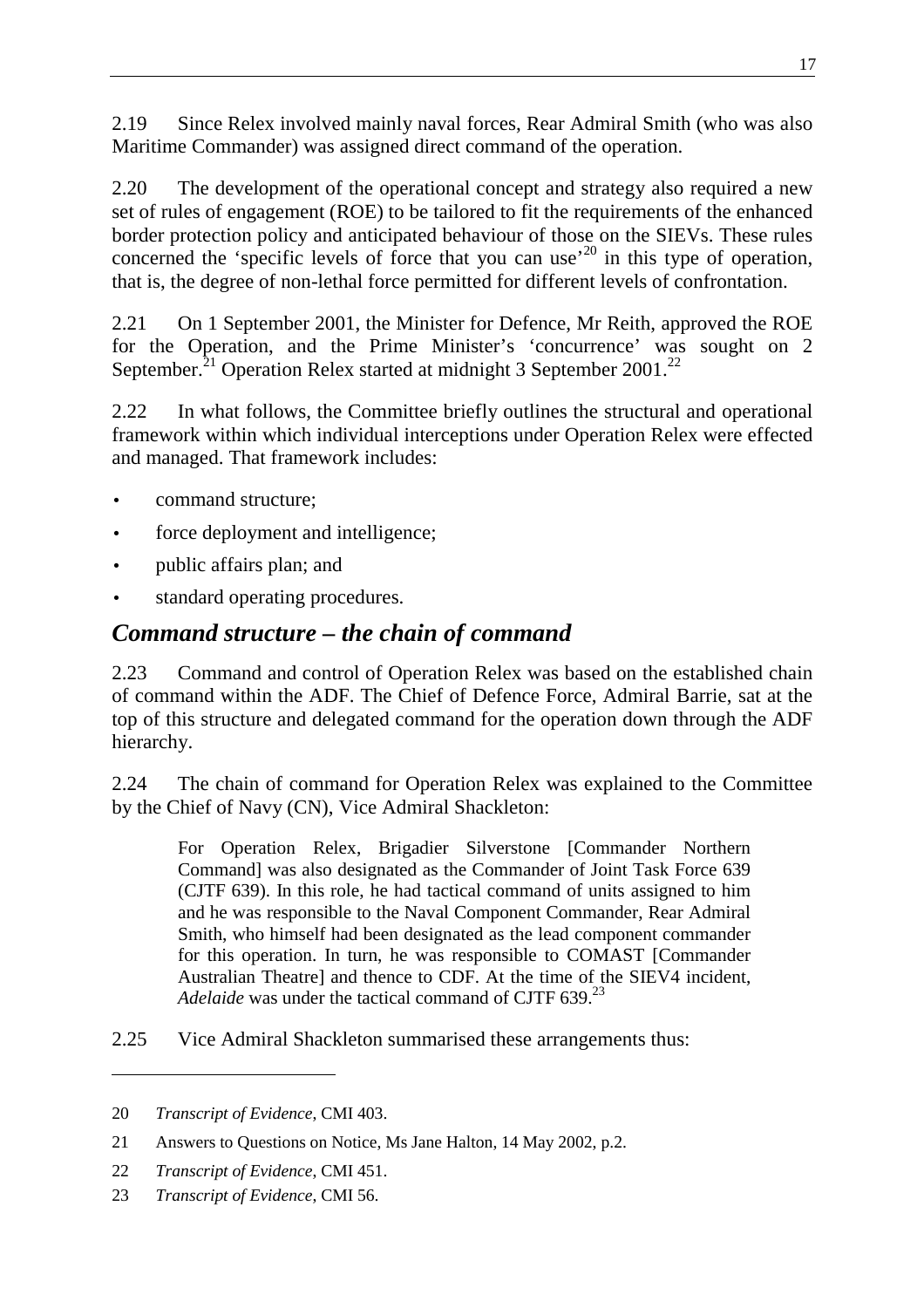2.19 Since Relex involved mainly naval forces, Rear Admiral Smith (who was also Maritime Commander) was assigned direct command of the operation.

2.20 The development of the operational concept and strategy also required a new set of rules of engagement (ROE) to be tailored to fit the requirements of the enhanced border protection policy and anticipated behaviour of those on the SIEVs. These rules concerned the 'specific levels of force that you can use'[20] in this type of operation, that is, the degree of non-lethal force permitted for different levels of confrontation.

2.21 On 1 September 2001, the Minister for Defence, Mr Reith, approved the ROE for the Operation, and the Prime Minister's 'concurrence' was sought on 2 September.[21] Operation Relex started at midnight 3 September 2001.[22]

2.22 In what follows, the Committee briefly outlines the structural and operational framework within which individual interceptions under Operation Relex were effected and managed. That framework includes:

- command structure;
- force deployment and intelligence;
- public affairs plan; and
- standard operating procedures.

## *Command structure – the chain of command*

2.23 Command and control of Operation Relex was based on the established chain of command within the ADF. The Chief of Defence Force, Admiral Barrie, sat at the top of this structure and delegated command for the operation down through the ADF hierarchy.

2.24 The chain of command for Operation Relex was explained to the Committee by the Chief of Navy (CN), Vice Admiral Shackleton:

> For Operation Relex, Brigadier Silverstone [Commander Northern Command] was also designated as the Commander of Joint Task Force 639 (CJTF 639). In this role, he had tactical command of units assigned to him and he was responsible to the Naval Component Commander, Rear Admiral Smith, who himself had been designated as the lead component commander for this operation. In turn, he was responsible to COMAST [Commander Australian Theatre] and thence to CDF. At the time of the SIEV4 incident, *Adelaide* was under the tactical command of CJTF 639.[23]

2.25 Vice Admiral Shackleton summarised these arrangements thus:

---

20 *Transcript of Evidence*, CMI 403.

21 Answers to Questions on Notice, Ms Jane Halton, 14 May 2002, p.2.

22 *Transcript of Evidence*, CMI 451.

23 *Transcript of Evidence*, CMI 56.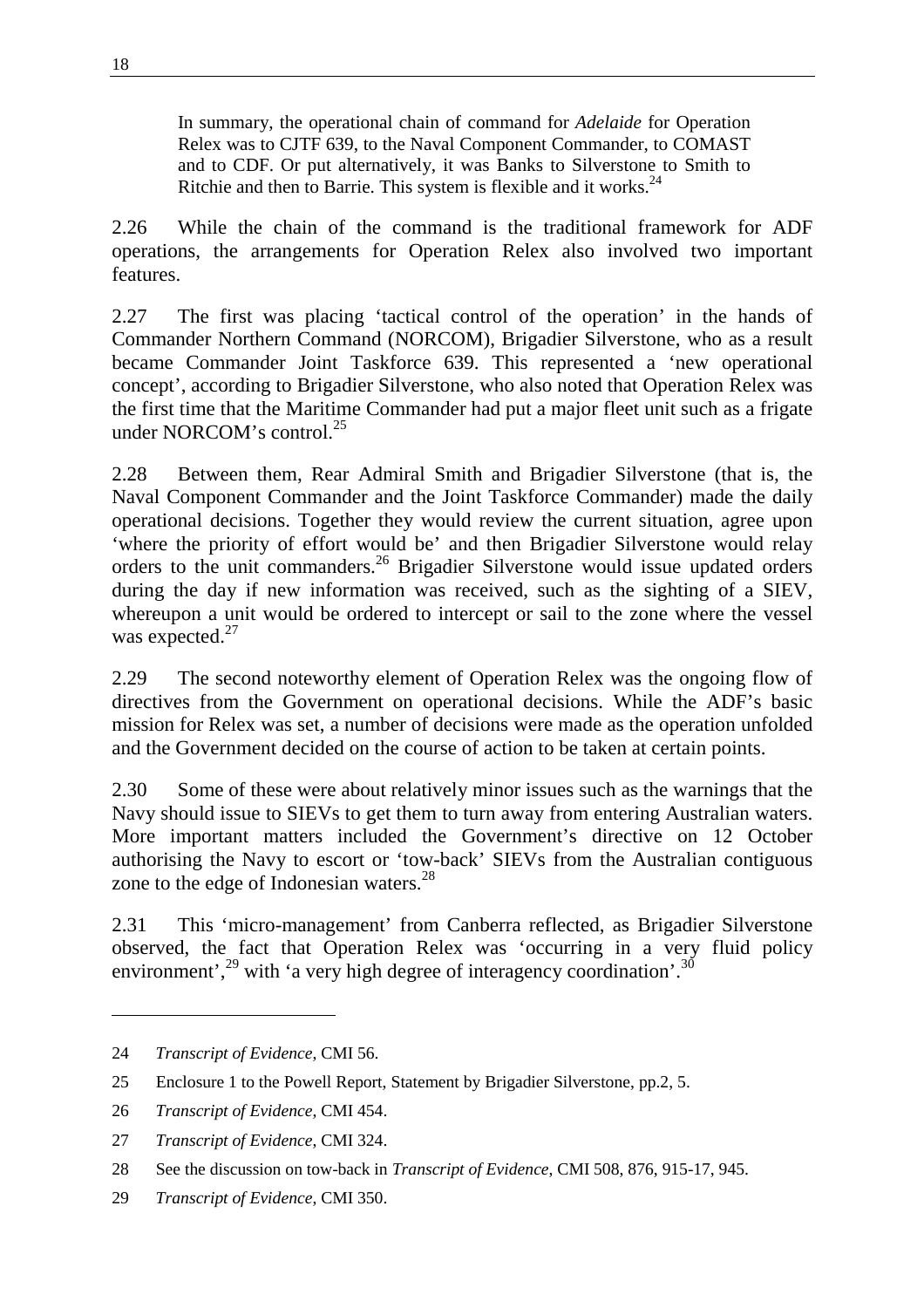> In summary, the operational chain of command for *Adelaide* for Operation Relex was to CJTF 639, to the Naval Component Commander, to COMAST and to CDF. Or put alternatively, it was Banks to Silverstone to Smith to Ritchie and then to Barrie. This system is flexible and it works.[24]

2.26 While the chain of the command is the traditional framework for ADF operations, the arrangements for Operation Relex also involved two important features.

2.27 The first was placing 'tactical control of the operation' in the hands of Commander Northern Command (NORCOM), Brigadier Silverstone, who as a result became Commander Joint Taskforce 639. This represented a 'new operational concept', according to Brigadier Silverstone, who also noted that Operation Relex was the first time that the Maritime Commander had put a major fleet unit such as a frigate under NORCOM's control.[25]

2.28 Between them, Rear Admiral Smith and Brigadier Silverstone (that is, the Naval Component Commander and the Joint Taskforce Commander) made the daily operational decisions. Together they would review the current situation, agree upon 'where the priority of effort would be' and then Brigadier Silverstone would relay orders to the unit commanders.[26] Brigadier Silverstone would issue updated orders during the day if new information was received, such as the sighting of a SIEV, whereupon a unit would be ordered to intercept or sail to the zone where the vessel was expected.[27]

2.29 The second noteworthy element of Operation Relex was the ongoing flow of directives from the Government on operational decisions. While the ADF's basic mission for Relex was set, a number of decisions were made as the operation unfolded and the Government decided on the course of action to be taken at certain points.

2.30 Some of these were about relatively minor issues such as the warnings that the Navy should issue to SIEVs to get them to turn away from entering Australian waters. More important matters included the Government's directive on 12 October authorising the Navy to escort or 'tow-back' SIEVs from the Australian contiguous zone to the edge of Indonesian waters.[28]

2.31 This 'micro-management' from Canberra reflected, as Brigadier Silverstone observed, the fact that Operation Relex was 'occurring in a very fluid policy environment',[29] with 'a very high degree of interagency coordination'.[30]

---

24 *Transcript of Evidence*, CMI 56.

25 Enclosure 1 to the Powell Report, Statement by Brigadier Silverstone, pp.2, 5.

26 *Transcript of Evidence*, CMI 454.

27 *Transcript of Evidence*, CMI 324.

28 See the discussion on tow-back in *Transcript of Evidence*, CMI 508, 876, 915-17, 945.

29 *Transcript of Evidence*, CMI 350.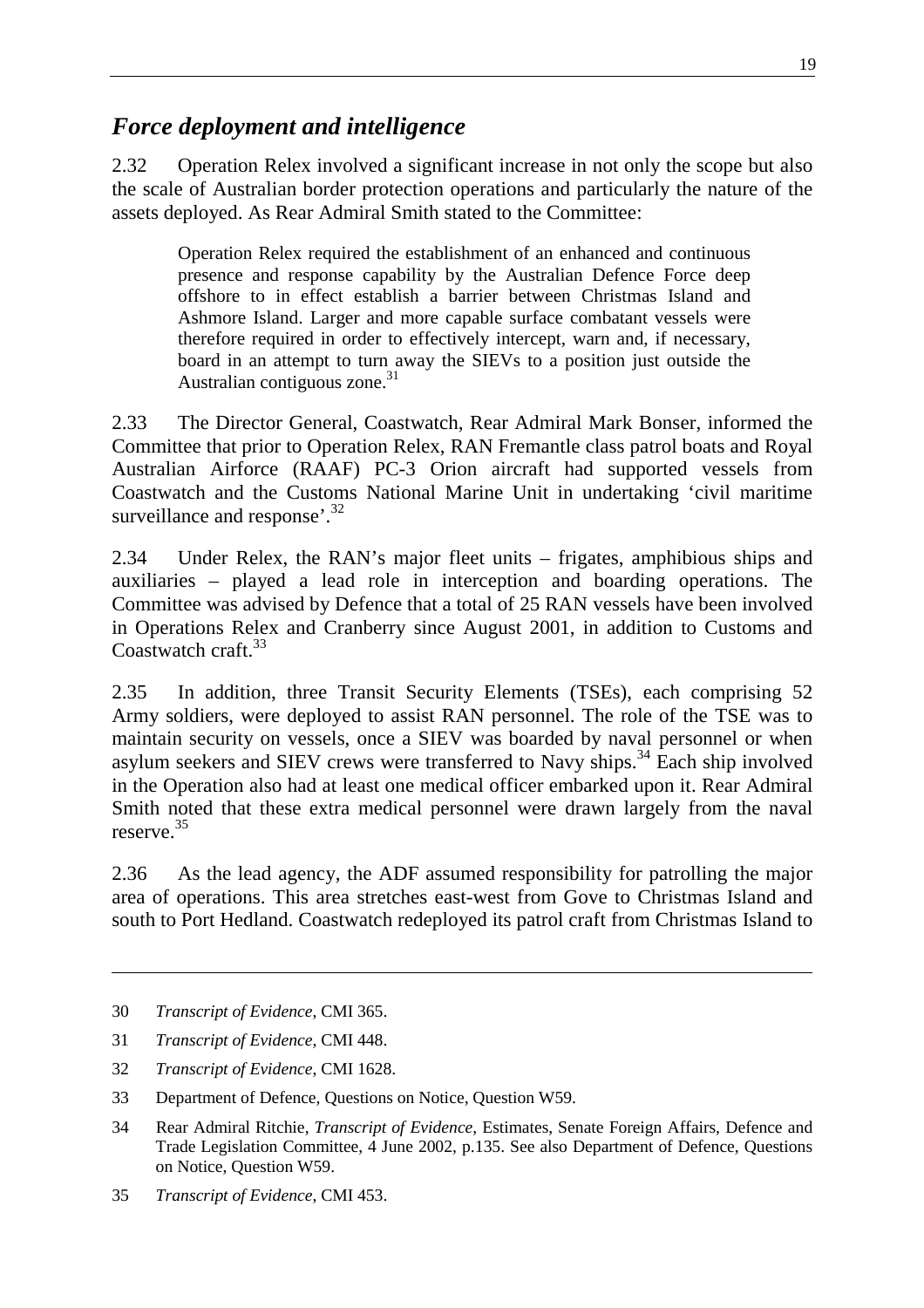## *Force deployment and intelligence*

2.32 Operation Relex involved a significant increase in not only the scope but also the scale of Australian border protection operations and particularly the nature of the assets deployed. As Rear Admiral Smith stated to the Committee:

> Operation Relex required the establishment of an enhanced and continuous presence and response capability by the Australian Defence Force deep offshore to in effect establish a barrier between Christmas Island and Ashmore Island. Larger and more capable surface combatant vessels were therefore required in order to effectively intercept, warn and, if necessary, board in an attempt to turn away the SIEVs to a position just outside the Australian contiguous zone.[31]

2.33 The Director General, Coastwatch, Rear Admiral Mark Bonser, informed the Committee that prior to Operation Relex, RAN Fremantle class patrol boats and Royal Australian Airforce (RAAF) PC-3 Orion aircraft had supported vessels from Coastwatch and the Customs National Marine Unit in undertaking 'civil maritime surveillance and response'.[32]

2.34 Under Relex, the RAN's major fleet units – frigates, amphibious ships and auxiliaries – played a lead role in interception and boarding operations. The Committee was advised by Defence that a total of 25 RAN vessels have been involved in Operations Relex and Cranberry since August 2001, in addition to Customs and Coastwatch craft.[33]

2.35 In addition, three Transit Security Elements (TSEs), each comprising 52 Army soldiers, were deployed to assist RAN personnel. The role of the TSE was to maintain security on vessels, once a SIEV was boarded by naval personnel or when asylum seekers and SIEV crews were transferred to Navy ships.[34] Each ship involved in the Operation also had at least one medical officer embarked upon it. Rear Admiral Smith noted that these extra medical personnel were drawn largely from the naval reserve.[35]

2.36 As the lead agency, the ADF assumed responsibility for patrolling the major area of operations. This area stretches east-west from Gove to Christmas Island and south to Port Hedland. Coastwatch redeployed its patrol craft from Christmas Island to

---

30 *Transcript of Evidence*, CMI 365.

31 *Transcript of Evidence*, CMI 448.

32 *Transcript of Evidence*, CMI 1628.

33 Department of Defence, Questions on Notice, Question W59.

34 Rear Admiral Ritchie, *Transcript of Evidence*, Estimates, Senate Foreign Affairs, Defence and Trade Legislation Committee, 4 June 2002, p.135. See also Department of Defence, Questions on Notice, Question W59.

35 *Transcript of Evidence*, CMI 453.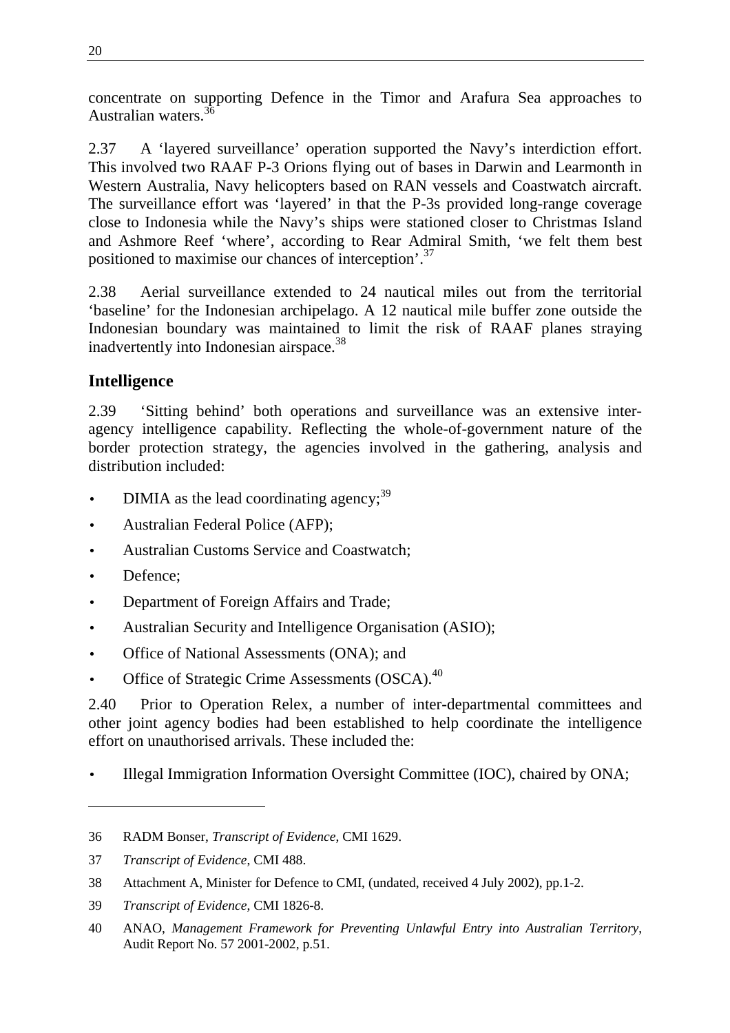concentrate on supporting Defence in the Timor and Arafura Sea approaches to Australian waters.[36]

2.37 A 'layered surveillance' operation supported the Navy's interdiction effort. This involved two RAAF P-3 Orions flying out of bases in Darwin and Learmonth in Western Australia, Navy helicopters based on RAN vessels and Coastwatch aircraft. The surveillance effort was 'layered' in that the P-3s provided long-range coverage close to Indonesia while the Navy's ships were stationed closer to Christmas Island and Ashmore Reef 'where', according to Rear Admiral Smith, 'we felt them best positioned to maximise our chances of interception'.[37]

2.38 Aerial surveillance extended to 24 nautical miles out from the territorial 'baseline' for the Indonesian archipelago. A 12 nautical mile buffer zone outside the Indonesian boundary was maintained to limit the risk of RAAF planes straying inadvertently into Indonesian airspace.[38]

## Intelligence

2.39 'Sitting behind' both operations and surveillance was an extensive inter-agency intelligence capability. Reflecting the whole-of-government nature of the border protection strategy, the agencies involved in the gathering, analysis and distribution included:

- DIMIA as the lead coordinating agency;[39]
- Australian Federal Police (AFP);
- Australian Customs Service and Coastwatch;
- Defence;
- Department of Foreign Affairs and Trade;
- Australian Security and Intelligence Organisation (ASIO);
- Office of National Assessments (ONA); and
- Office of Strategic Crime Assessments (OSCA).[40]

2.40 Prior to Operation Relex, a number of inter-departmental committees and other joint agency bodies had been established to help coordinate the intelligence effort on unauthorised arrivals. These included the:

- Illegal Immigration Information Oversight Committee (IOC), chaired by ONA;

---

36 RADM Bonser, *Transcript of Evidence*, CMI 1629.

37 *Transcript of Evidence*, CMI 488.

38 Attachment A, Minister for Defence to CMI, (undated, received 4 July 2002), pp.1-2.

39 *Transcript of Evidence*, CMI 1826-8.

40 ANAO, *Management Framework for Preventing Unlawful Entry into Australian Territory*, Audit Report No. 57 2001-2002, p.51.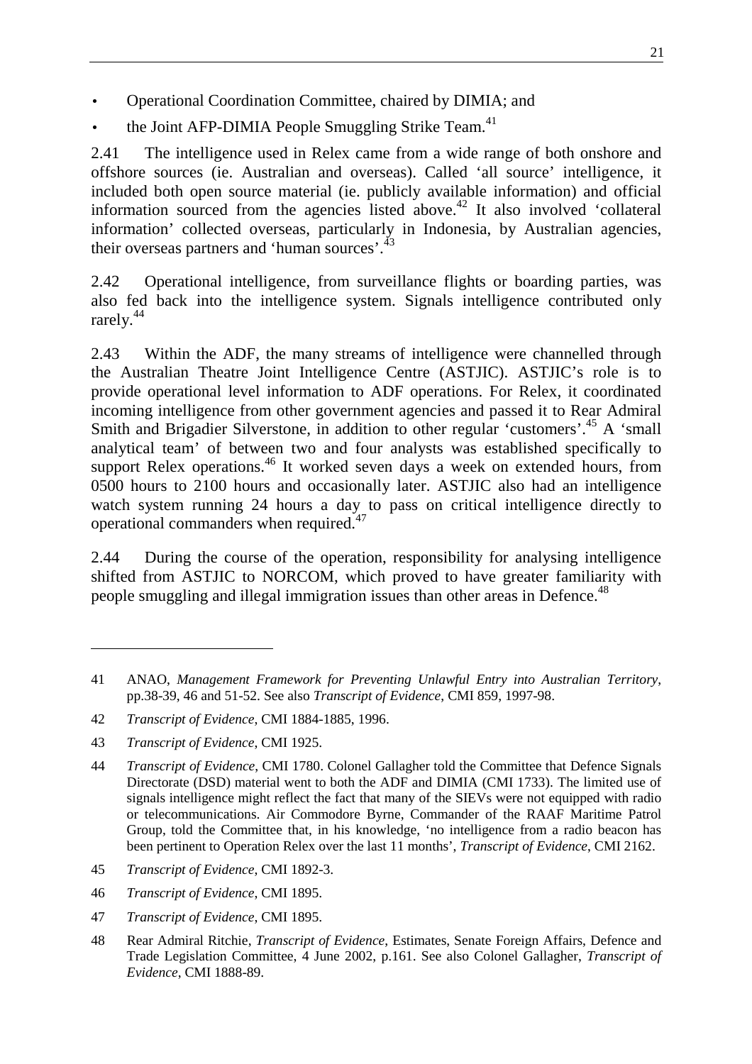- Operational Coordination Committee, chaired by DIMIA; and
- the Joint AFP-DIMIA People Smuggling Strike Team.[41]

2.41 The intelligence used in Relex came from a wide range of both onshore and offshore sources (ie. Australian and overseas). Called 'all source' intelligence, it included both open source material (ie. publicly available information) and official information sourced from the agencies listed above.[42] It also involved 'collateral information' collected overseas, particularly in Indonesia, by Australian agencies, their overseas partners and 'human sources'.[43]

2.42 Operational intelligence, from surveillance flights or boarding parties, was also fed back into the intelligence system. Signals intelligence contributed only rarely.[44]

2.43 Within the ADF, the many streams of intelligence were channelled through the Australian Theatre Joint Intelligence Centre (ASTJIC). ASTJIC's role is to provide operational level information to ADF operations. For Relex, it coordinated incoming intelligence from other government agencies and passed it to Rear Admiral Smith and Brigadier Silverstone, in addition to other regular 'customers'.[45] A 'small analytical team' of between two and four analysts was established specifically to support Relex operations.[46] It worked seven days a week on extended hours, from 0500 hours to 2100 hours and occasionally later. ASTJIC also had an intelligence watch system running 24 hours a day to pass on critical intelligence directly to operational commanders when required.[47]

2.44 During the course of the operation, responsibility for analysing intelligence shifted from ASTJIC to NORCOM, which proved to have greater familiarity with people smuggling and illegal immigration issues than other areas in Defence.[48]

---

41 ANAO, *Management Framework for Preventing Unlawful Entry into Australian Territory*, pp.38-39, 46 and 51-52. See also *Transcript of Evidence*, CMI 859, 1997-98.

42 *Transcript of Evidence*, CMI 1884-1885, 1996.

43 *Transcript of Evidence*, CMI 1925.

44 *Transcript of Evidence*, CMI 1780. Colonel Gallagher told the Committee that Defence Signals Directorate (DSD) material went to both the ADF and DIMIA (CMI 1733). The limited use of signals intelligence might reflect the fact that many of the SIEVs were not equipped with radio or telecommunications. Air Commodore Byrne, Commander of the RAAF Maritime Patrol Group, told the Committee that, in his knowledge, 'no intelligence from a radio beacon has been pertinent to Operation Relex over the last 11 months', *Transcript of Evidence*, CMI 2162.

45 *Transcript of Evidence*, CMI 1892-3.

46 *Transcript of Evidence*, CMI 1895.

47 *Transcript of Evidence*, CMI 1895.

48 Rear Admiral Ritchie, *Transcript of Evidence*, Estimates, Senate Foreign Affairs, Defence and Trade Legislation Committee, 4 June 2002, p.161. See also Colonel Gallagher, *Transcript of Evidence*, CMI 1888-89.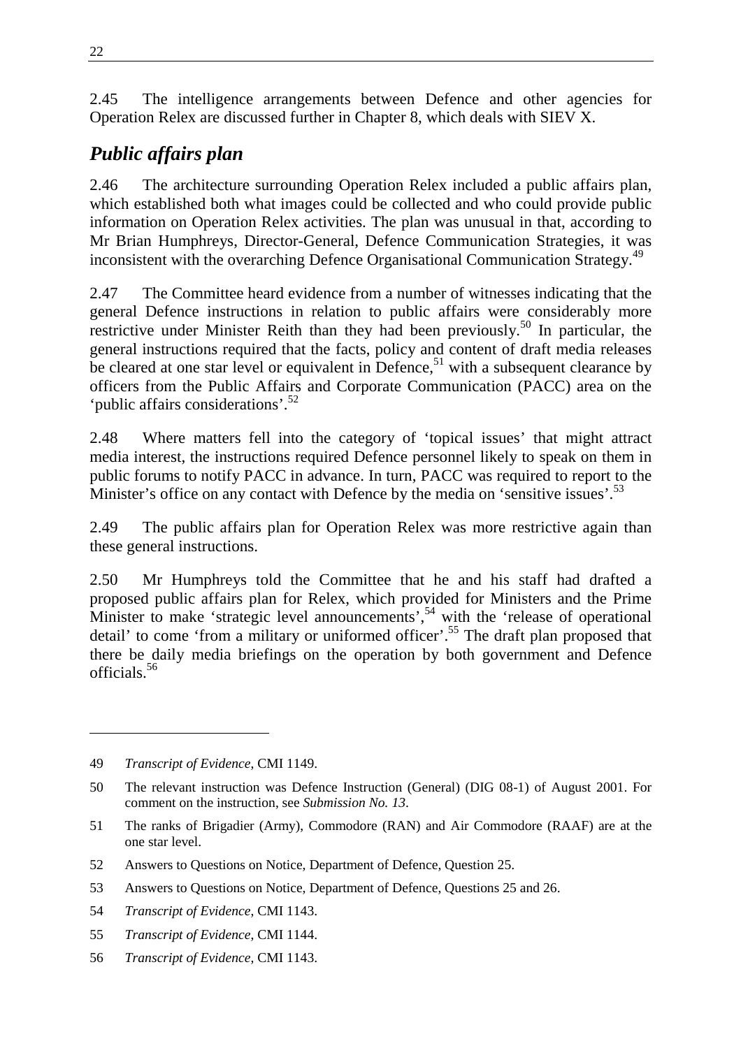2.45 The intelligence arrangements between Defence and other agencies for Operation Relex are discussed further in Chapter 8, which deals with SIEV X.

## *Public affairs plan*

2.46 The architecture surrounding Operation Relex included a public affairs plan, which established both what images could be collected and who could provide public information on Operation Relex activities. The plan was unusual in that, according to Mr Brian Humphreys, Director-General, Defence Communication Strategies, it was inconsistent with the overarching Defence Organisational Communication Strategy.[49]

2.47 The Committee heard evidence from a number of witnesses indicating that the general Defence instructions in relation to public affairs were considerably more restrictive under Minister Reith than they had been previously.[50] In particular, the general instructions required that the facts, policy and content of draft media releases be cleared at one star level or equivalent in Defence,[51] with a subsequent clearance by officers from the Public Affairs and Corporate Communication (PACC) area on the 'public affairs considerations'.[52]

2.48 Where matters fell into the category of 'topical issues' that might attract media interest, the instructions required Defence personnel likely to speak on them in public forums to notify PACC in advance. In turn, PACC was required to report to the Minister's office on any contact with Defence by the media on 'sensitive issues'.[53]

2.49 The public affairs plan for Operation Relex was more restrictive again than these general instructions.

2.50 Mr Humphreys told the Committee that he and his staff had drafted a proposed public affairs plan for Relex, which provided for Ministers and the Prime Minister to make 'strategic level announcements',[54] with the 'release of operational detail' to come 'from a military or uniformed officer'.[55] The draft plan proposed that there be daily media briefings on the operation by both government and Defence officials.[56]

---

49 *Transcript of Evidence*, CMI 1149.

50 The relevant instruction was Defence Instruction (General) (DIG 08-1) of August 2001. For comment on the instruction, see *Submission No. 13*.

51 The ranks of Brigadier (Army), Commodore (RAN) and Air Commodore (RAAF) are at the one star level.

52 Answers to Questions on Notice, Department of Defence, Question 25.

53 Answers to Questions on Notice, Department of Defence, Questions 25 and 26.

54 *Transcript of Evidence*, CMI 1143.

55 *Transcript of Evidence*, CMI 1144.

56 *Transcript of Evidence*, CMI 1143.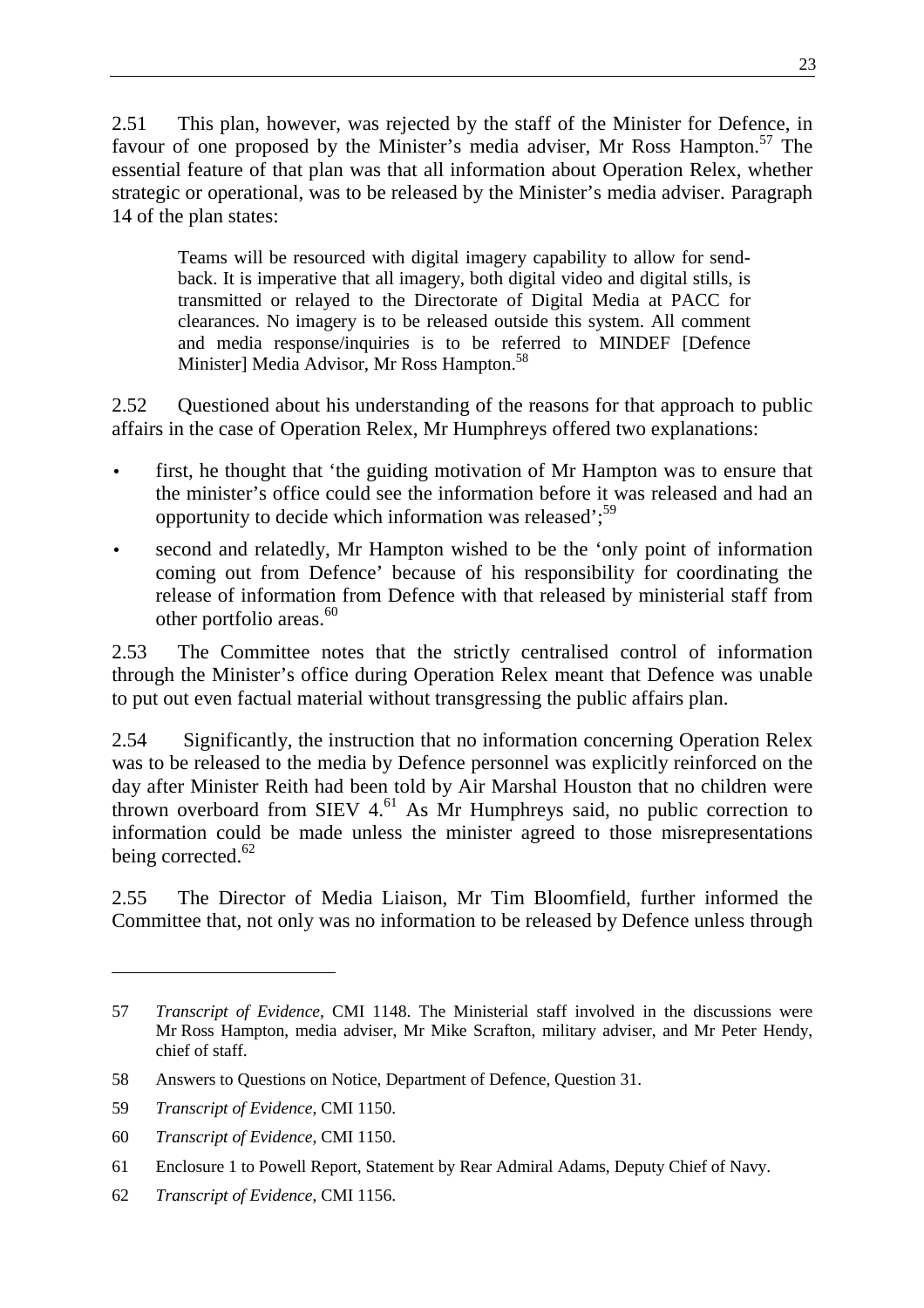2.51 This plan, however, was rejected by the staff of the Minister for Defence, in favour of one proposed by the Minister's media adviser, Mr Ross Hampton.[57] The essential feature of that plan was that all information about Operation Relex, whether strategic or operational, was to be released by the Minister's media adviser. Paragraph 14 of the plan states:

> Teams will be resourced with digital imagery capability to allow for send-back. It is imperative that all imagery, both digital video and digital stills, is transmitted or relayed to the Directorate of Digital Media at PACC for clearances. No imagery is to be released outside this system. All comment and media response/inquiries is to be referred to MINDEF [Defence Minister] Media Advisor, Mr Ross Hampton.[58]

2.52 Questioned about his understanding of the reasons for that approach to public affairs in the case of Operation Relex, Mr Humphreys offered two explanations:

- first, he thought that 'the guiding motivation of Mr Hampton was to ensure that the minister's office could see the information before it was released and had an opportunity to decide which information was released';[59]
- second and relatedly, Mr Hampton wished to be the 'only point of information coming out from Defence' because of his responsibility for coordinating the release of information from Defence with that released by ministerial staff from other portfolio areas.[60]

2.53 The Committee notes that the strictly centralised control of information through the Minister's office during Operation Relex meant that Defence was unable to put out even factual material without transgressing the public affairs plan.

2.54 Significantly, the instruction that no information concerning Operation Relex was to be released to the media by Defence personnel was explicitly reinforced on the day after Minister Reith had been told by Air Marshal Houston that no children were thrown overboard from SIEV 4.[61] As Mr Humphreys said, no public correction to information could be made unless the minister agreed to those misrepresentations being corrected.[62]

2.55 The Director of Media Liaison, Mr Tim Bloomfield, further informed the Committee that, not only was no information to be released by Defence unless through

---

57 *Transcript of Evidence*, CMI 1148. The Ministerial staff involved in the discussions were Mr Ross Hampton, media adviser, Mr Mike Scrafton, military adviser, and Mr Peter Hendy, chief of staff.

58 Answers to Questions on Notice, Department of Defence, Question 31.

59 *Transcript of Evidence*, CMI 1150.

60 *Transcript of Evidence*, CMI 1150.

61 Enclosure 1 to Powell Report, Statement by Rear Admiral Adams, Deputy Chief of Navy.

62 *Transcript of Evidence*, CMI 1156.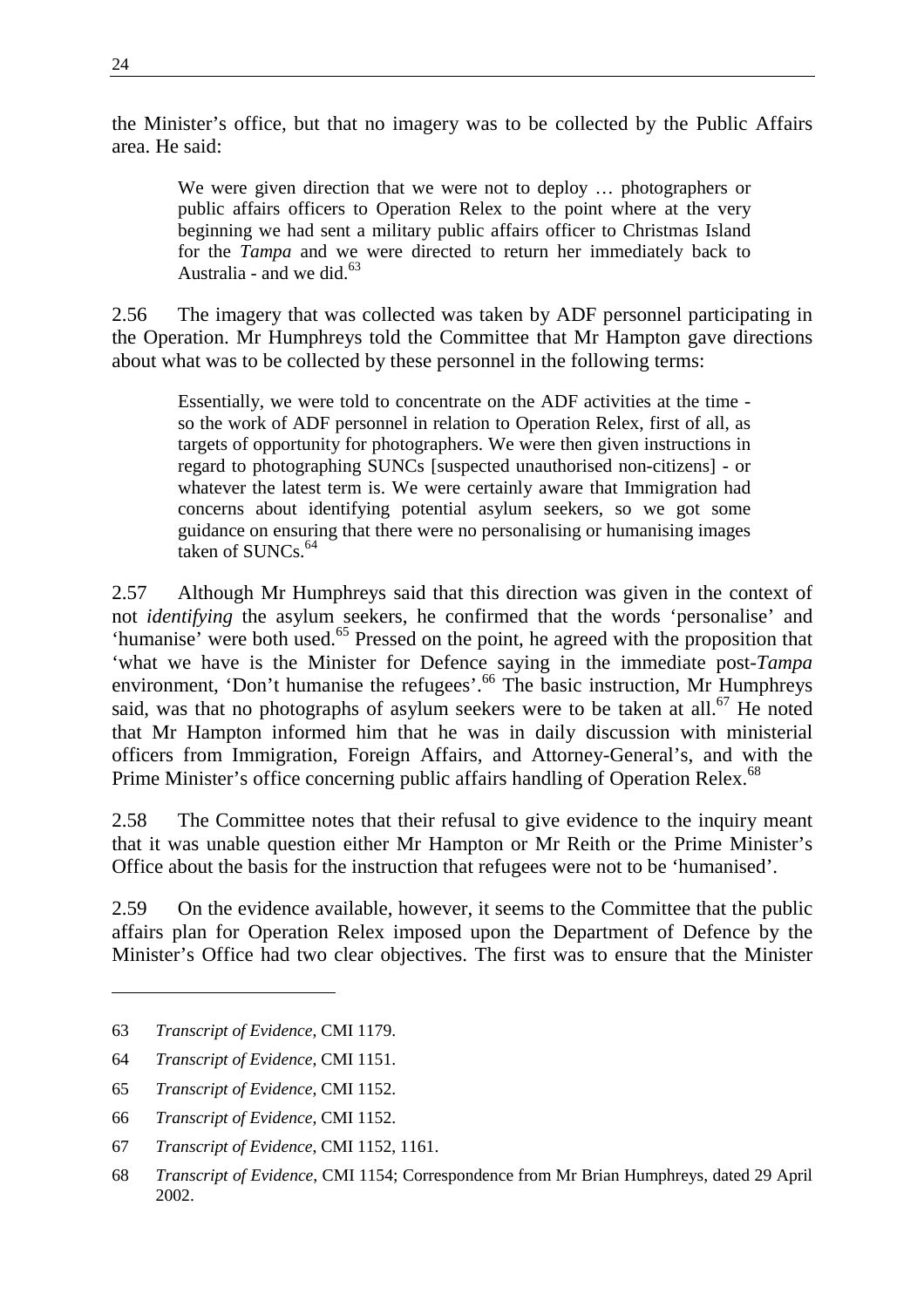the Minister's office, but that no imagery was to be collected by the Public Affairs area. He said:

> We were given direction that we were not to deploy … photographers or public affairs officers to Operation Relex to the point where at the very beginning we had sent a military public affairs officer to Christmas Island for the *Tampa* and we were directed to return her immediately back to Australia - and we did.[63]

2.56 The imagery that was collected was taken by ADF personnel participating in the Operation. Mr Humphreys told the Committee that Mr Hampton gave directions about what was to be collected by these personnel in the following terms:

> Essentially, we were told to concentrate on the ADF activities at the time - so the work of ADF personnel in relation to Operation Relex, first of all, as targets of opportunity for photographers. We were then given instructions in regard to photographing SUNCs [suspected unauthorised non-citizens] - or whatever the latest term is. We were certainly aware that Immigration had concerns about identifying potential asylum seekers, so we got some guidance on ensuring that there were no personalising or humanising images taken of SUNCs.[64]

2.57 Although Mr Humphreys said that this direction was given in the context of not *identifying* the asylum seekers, he confirmed that the words 'personalise' and 'humanise' were both used.[65] Pressed on the point, he agreed with the proposition that 'what we have is the Minister for Defence saying in the immediate post-*Tampa* environment, 'Don't humanise the refugees'.[66] The basic instruction, Mr Humphreys said, was that no photographs of asylum seekers were to be taken at all.[67] He noted that Mr Hampton informed him that he was in daily discussion with ministerial officers from Immigration, Foreign Affairs, and Attorney-General's, and with the Prime Minister's office concerning public affairs handling of Operation Relex.[68]

2.58 The Committee notes that their refusal to give evidence to the inquiry meant that it was unable question either Mr Hampton or Mr Reith or the Prime Minister's Office about the basis for the instruction that refugees were not to be 'humanised'.

2.59 On the evidence available, however, it seems to the Committee that the public affairs plan for Operation Relex imposed upon the Department of Defence by the Minister's Office had two clear objectives. The first was to ensure that the Minister

---

63 *Transcript of Evidence*, CMI 1179.

64 *Transcript of Evidence*, CMI 1151.

65 *Transcript of Evidence*, CMI 1152.

66 *Transcript of Evidence*, CMI 1152.

67 *Transcript of Evidence*, CMI 1152, 1161.

68 *Transcript of Evidence*, CMI 1154; Correspondence from Mr Brian Humphreys, dated 29 April 2002.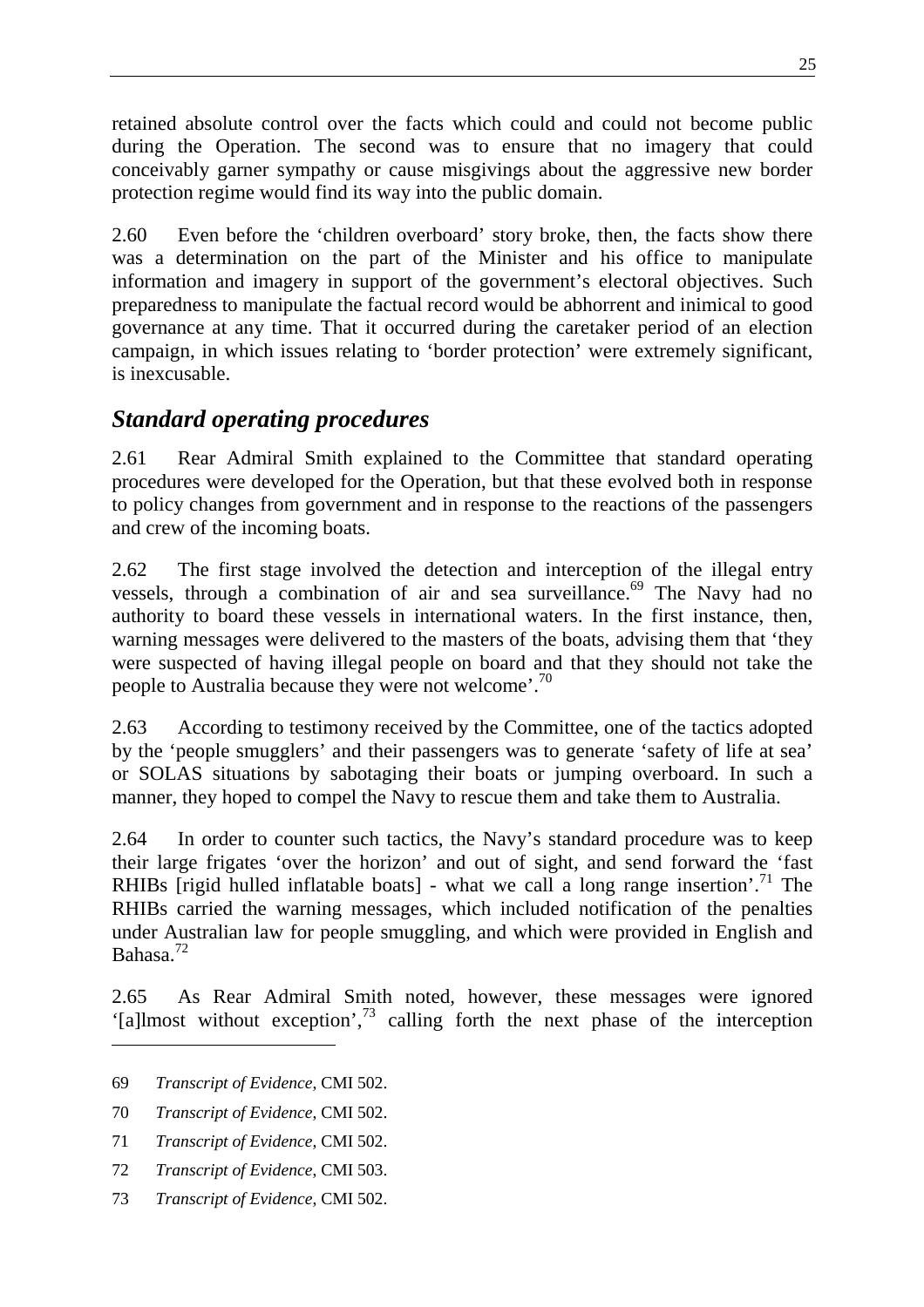retained absolute control over the facts which could and could not become public during the Operation. The second was to ensure that no imagery that could conceivably garner sympathy or cause misgivings about the aggressive new border protection regime would find its way into the public domain.

2.60 Even before the 'children overboard' story broke, then, the facts show there was a determination on the part of the Minister and his office to manipulate information and imagery in support of the government's electoral objectives. Such preparedness to manipulate the factual record would be abhorrent and inimical to good governance at any time. That it occurred during the caretaker period of an election campaign, in which issues relating to 'border protection' were extremely significant, is inexcusable.

## *Standard operating procedures*

2.61 Rear Admiral Smith explained to the Committee that standard operating procedures were developed for the Operation, but that these evolved both in response to policy changes from government and in response to the reactions of the passengers and crew of the incoming boats.

2.62 The first stage involved the detection and interception of the illegal entry vessels, through a combination of air and sea surveillance.[69] The Navy had no authority to board these vessels in international waters. In the first instance, then, warning messages were delivered to the masters of the boats, advising them that 'they were suspected of having illegal people on board and that they should not take the people to Australia because they were not welcome'.[70]

2.63 According to testimony received by the Committee, one of the tactics adopted by the 'people smugglers' and their passengers was to generate 'safety of life at sea' or SOLAS situations by sabotaging their boats or jumping overboard. In such a manner, they hoped to compel the Navy to rescue them and take them to Australia.

2.64 In order to counter such tactics, the Navy's standard procedure was to keep their large frigates 'over the horizon' and out of sight, and send forward the 'fast RHIBs [rigid hulled inflatable boats] - what we call a long range insertion'.[71] The RHIBs carried the warning messages, which included notification of the penalties under Australian law for people smuggling, and which were provided in English and Bahasa.[72]

2.65 As Rear Admiral Smith noted, however, these messages were ignored '[a]lmost without exception',[73] calling forth the next phase of the interception

69 *Transcript of Evidence*, CMI 502.

70 *Transcript of Evidence*, CMI 502.

71 *Transcript of Evidence*, CMI 502.

72 *Transcript of Evidence*, CMI 503.

73 *Transcript of Evidence*, CMI 502.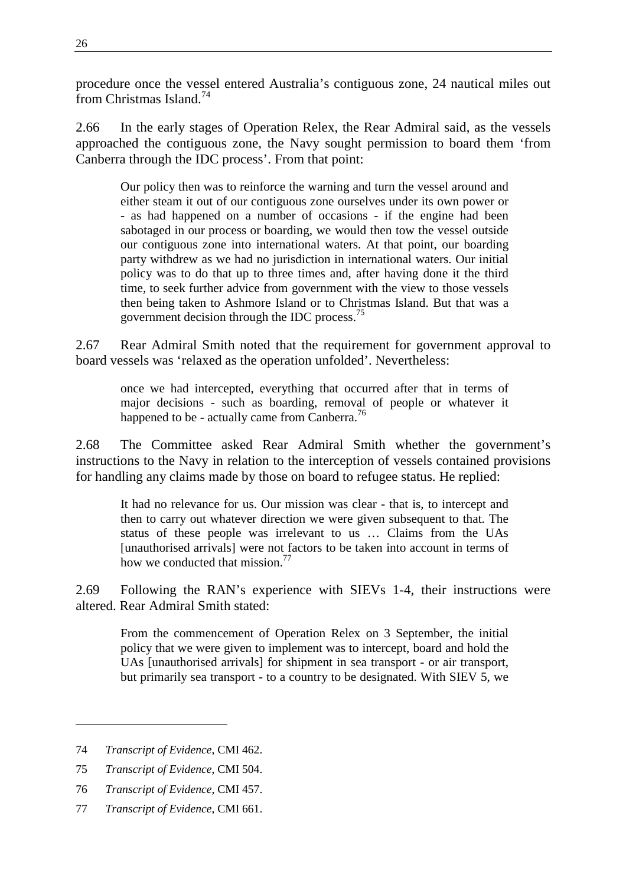procedure once the vessel entered Australia's contiguous zone, 24 nautical miles out from Christmas Island.[74]

2.66 In the early stages of Operation Relex, the Rear Admiral said, as the vessels approached the contiguous zone, the Navy sought permission to board them 'from Canberra through the IDC process'. From that point:

> Our policy then was to reinforce the warning and turn the vessel around and either steam it out of our contiguous zone ourselves under its own power or - as had happened on a number of occasions - if the engine had been sabotaged in our process or boarding, we would then tow the vessel outside our contiguous zone into international waters. At that point, our boarding party withdrew as we had no jurisdiction in international waters. Our initial policy was to do that up to three times and, after having done it the third time, to seek further advice from government with the view to those vessels then being taken to Ashmore Island or to Christmas Island. But that was a government decision through the IDC process.[75]

2.67 Rear Admiral Smith noted that the requirement for government approval to board vessels was 'relaxed as the operation unfolded'. Nevertheless:

> once we had intercepted, everything that occurred after that in terms of major decisions - such as boarding, removal of people or whatever it happened to be - actually came from Canberra.[76]

2.68 The Committee asked Rear Admiral Smith whether the government's instructions to the Navy in relation to the interception of vessels contained provisions for handling any claims made by those on board to refugee status. He replied:

> It had no relevance for us. Our mission was clear - that is, to intercept and then to carry out whatever direction we were given subsequent to that. The status of these people was irrelevant to us … Claims from the UAs [unauthorised arrivals] were not factors to be taken into account in terms of how we conducted that mission.[77]

2.69 Following the RAN's experience with SIEVs 1-4, their instructions were altered. Rear Admiral Smith stated:

> From the commencement of Operation Relex on 3 September, the initial policy that we were given to implement was to intercept, board and hold the UAs [unauthorised arrivals] for shipment in sea transport - or air transport, but primarily sea transport - to a country to be designated. With SIEV 5, we

---

74 *Transcript of Evidence*, CMI 462.

75 *Transcript of Evidence*, CMI 504.

76 *Transcript of Evidence*, CMI 457.

77 *Transcript of Evidence*, CMI 661.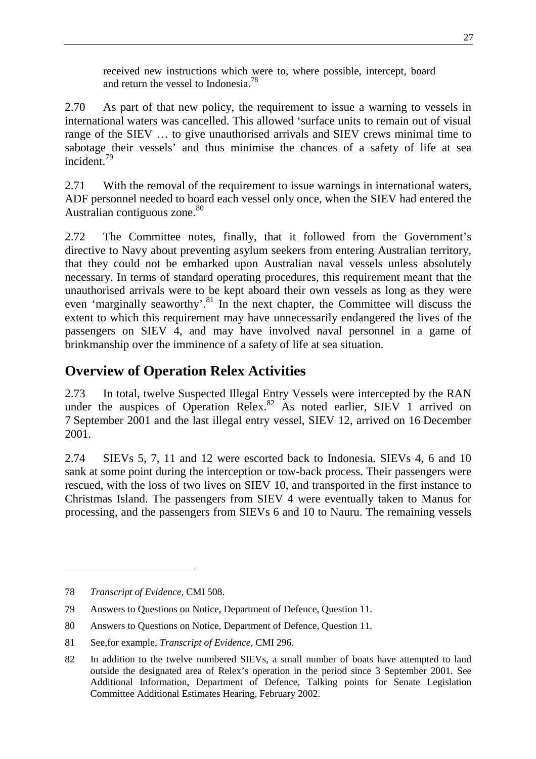received new instructions which were to, where possible, intercept, board and return the vessel to Indonesia.[78]

2.70 As part of that new policy, the requirement to issue a warning to vessels in international waters was cancelled. This allowed 'surface units to remain out of visual range of the SIEV … to give unauthorised arrivals and SIEV crews minimal time to sabotage their vessels' and thus minimise the chances of a safety of life at sea incident.[79]

2.71 With the removal of the requirement to issue warnings in international waters, ADF personnel needed to board each vessel only once, when the SIEV had entered the Australian contiguous zone.[80]

2.72 The Committee notes, finally, that it followed from the Government's directive to Navy about preventing asylum seekers from entering Australian territory, that they could not be embarked upon Australian naval vessels unless absolutely necessary. In terms of standard operating procedures, this requirement meant that the unauthorised arrivals were to be kept aboard their own vessels as long as they were even 'marginally seaworthy'.[81] In the next chapter, the Committee will discuss the extent to which this requirement may have unnecessarily endangered the lives of the passengers on SIEV 4, and may have involved naval personnel in a game of brinkmanship over the imminence of a safety of life at sea situation.

## Overview of Operation Relex Activities

2.73 In total, twelve Suspected Illegal Entry Vessels were intercepted by the RAN under the auspices of Operation Relex.[82] As noted earlier, SIEV 1 arrived on 7 September 2001 and the last illegal entry vessel, SIEV 12, arrived on 16 December 2001.

2.74 SIEVs 5, 7, 11 and 12 were escorted back to Indonesia. SIEVs 4, 6 and 10 sank at some point during the interception or tow-back process. Their passengers were rescued, with the loss of two lives on SIEV 10, and transported in the first instance to Christmas Island. The passengers from SIEV 4 were eventually taken to Manus for processing, and the passengers from SIEVs 6 and 10 to Nauru. The remaining vessels

---

78 *Transcript of Evidence*, CMI 508.

79 Answers to Questions on Notice, Department of Defence, Question 11.

80 Answers to Questions on Notice, Department of Defence, Question 11.

81 See,for example, *Transcript of Evidence*, CMI 296.

82 In addition to the twelve numbered SIEVs, a small number of boats have attempted to land outside the designated area of Relex's operation in the period since 3 September 2001. See Additional Information, Department of Defence, Talking points for Senate Legislation Committee Additional Estimates Hearing, February 2002.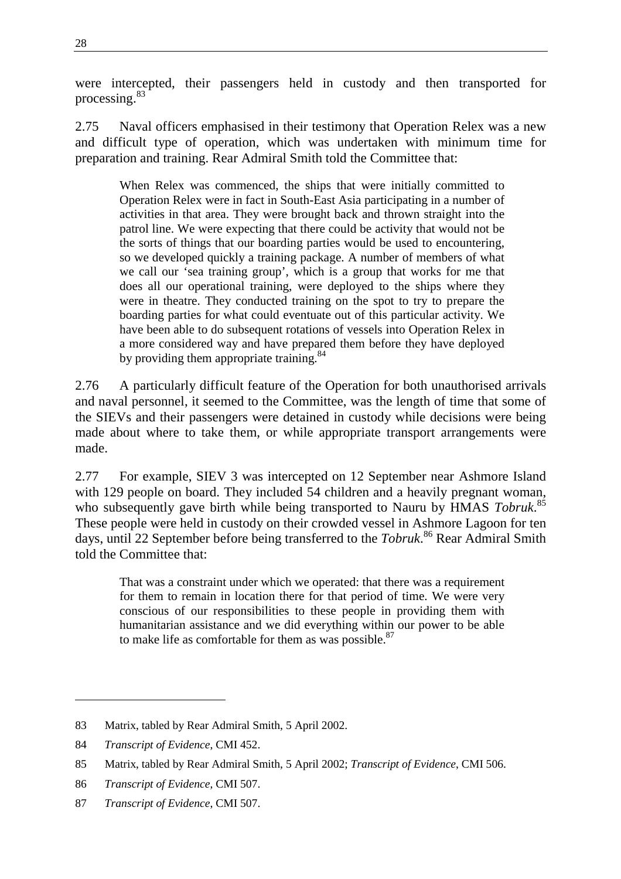were intercepted, their passengers held in custody and then transported for processing.[83]

2.75 Naval officers emphasised in their testimony that Operation Relex was a new and difficult type of operation, which was undertaken with minimum time for preparation and training. Rear Admiral Smith told the Committee that:

> When Relex was commenced, the ships that were initially committed to Operation Relex were in fact in South-East Asia participating in a number of activities in that area. They were brought back and thrown straight into the patrol line. We were expecting that there could be activity that would not be the sorts of things that our boarding parties would be used to encountering, so we developed quickly a training package. A number of members of what we call our 'sea training group', which is a group that works for me that does all our operational training, were deployed to the ships where they were in theatre. They conducted training on the spot to try to prepare the boarding parties for what could eventuate out of this particular activity. We have been able to do subsequent rotations of vessels into Operation Relex in a more considered way and have prepared them before they have deployed by providing them appropriate training.[84]

2.76 A particularly difficult feature of the Operation for both unauthorised arrivals and naval personnel, it seemed to the Committee, was the length of time that some of the SIEVs and their passengers were detained in custody while decisions were being made about where to take them, or while appropriate transport arrangements were made.

2.77 For example, SIEV 3 was intercepted on 12 September near Ashmore Island with 129 people on board. They included 54 children and a heavily pregnant woman, who subsequently gave birth while being transported to Nauru by HMAS *Tobruk*.[85] These people were held in custody on their crowded vessel in Ashmore Lagoon for ten days, until 22 September before being transferred to the *Tobruk*.[86] Rear Admiral Smith told the Committee that:

> That was a constraint under which we operated: that there was a requirement for them to remain in location there for that period of time. We were very conscious of our responsibilities to these people in providing them with humanitarian assistance and we did everything within our power to be able to make life as comfortable for them as was possible.[87]

---

83 Matrix, tabled by Rear Admiral Smith, 5 April 2002.

84 *Transcript of Evidence*, CMI 452.

85 Matrix, tabled by Rear Admiral Smith, 5 April 2002; *Transcript of Evidence*, CMI 506.

86 *Transcript of Evidence*, CMI 507.

87 *Transcript of Evidence*, CMI 507.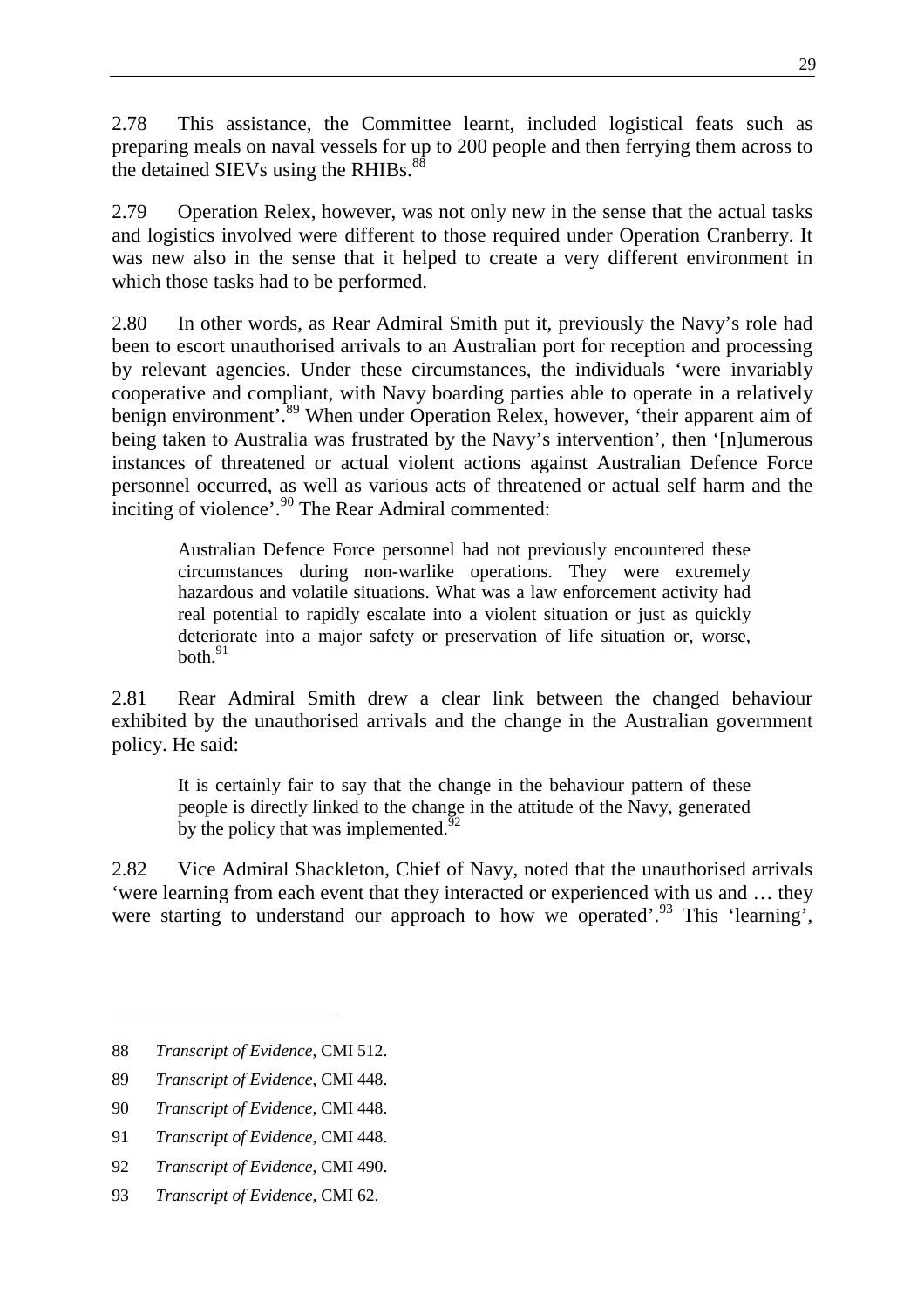2.78 This assistance, the Committee learnt, included logistical feats such as preparing meals on naval vessels for up to 200 people and then ferrying them across to the detained SIEVs using the RHIBs.[88]

2.79 Operation Relex, however, was not only new in the sense that the actual tasks and logistics involved were different to those required under Operation Cranberry. It was new also in the sense that it helped to create a very different environment in which those tasks had to be performed.

2.80 In other words, as Rear Admiral Smith put it, previously the Navy's role had been to escort unauthorised arrivals to an Australian port for reception and processing by relevant agencies. Under these circumstances, the individuals 'were invariably cooperative and compliant, with Navy boarding parties able to operate in a relatively benign environment'.[89] When under Operation Relex, however, 'their apparent aim of being taken to Australia was frustrated by the Navy's intervention', then '[n]umerous instances of threatened or actual violent actions against Australian Defence Force personnel occurred, as well as various acts of threatened or actual self harm and the inciting of violence'.[90] The Rear Admiral commented:

> Australian Defence Force personnel had not previously encountered these circumstances during non-warlike operations. They were extremely hazardous and volatile situations. What was a law enforcement activity had real potential to rapidly escalate into a violent situation or just as quickly deteriorate into a major safety or preservation of life situation or, worse, both.[91]

2.81 Rear Admiral Smith drew a clear link between the changed behaviour exhibited by the unauthorised arrivals and the change in the Australian government policy. He said:

> It is certainly fair to say that the change in the behaviour pattern of these people is directly linked to the change in the attitude of the Navy, generated by the policy that was implemented.[92]

2.82 Vice Admiral Shackleton, Chief of Navy, noted that the unauthorised arrivals 'were learning from each event that they interacted or experienced with us and … they were starting to understand our approach to how we operated'.[93] This 'learning',

---

88 *Transcript of Evidence*, CMI 512.

89 *Transcript of Evidence*, CMI 448.

90 *Transcript of Evidence*, CMI 448.

91 *Transcript of Evidence*, CMI 448.

92 *Transcript of Evidence*, CMI 490.

93 *Transcript of Evidence*, CMI 62.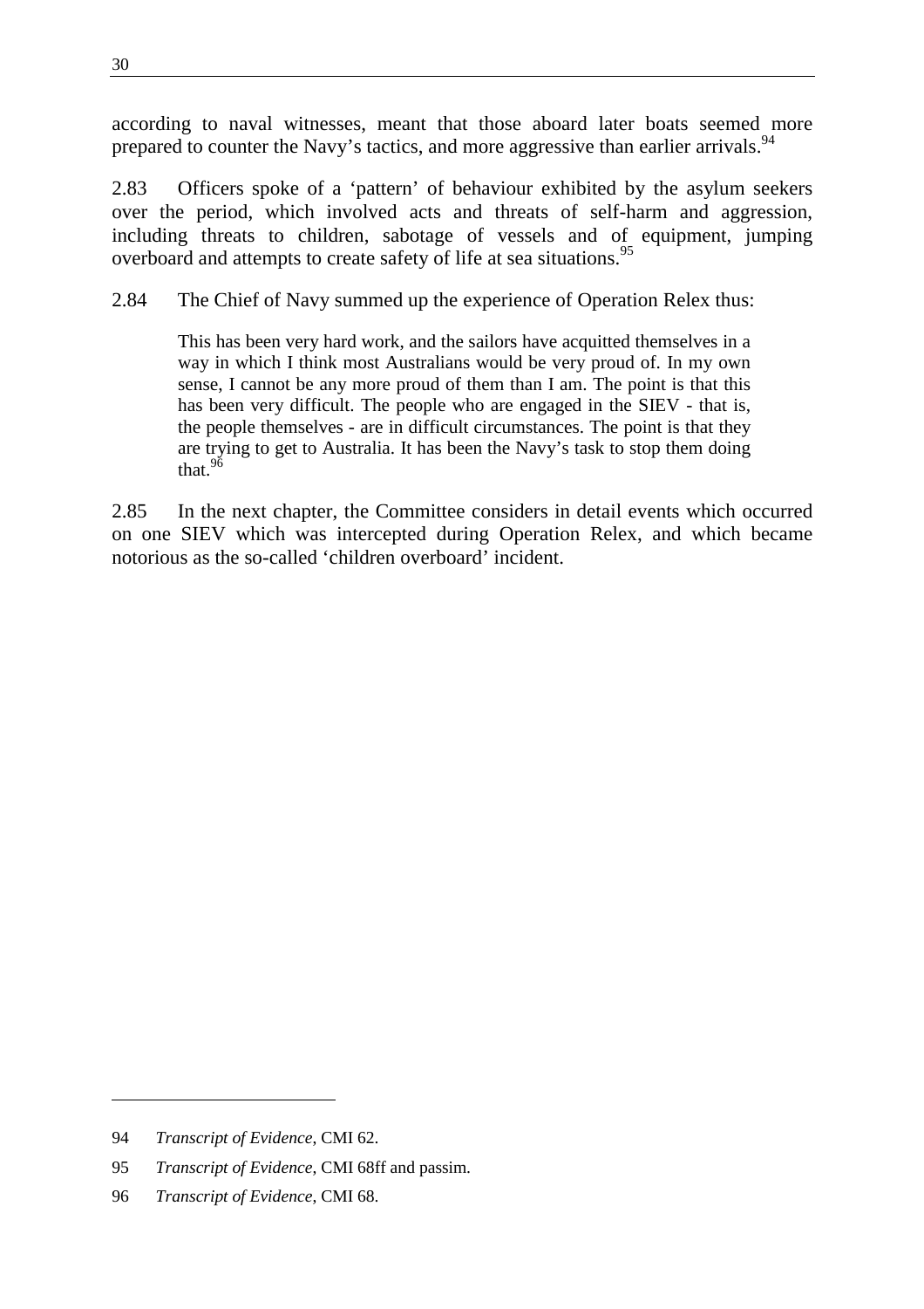according to naval witnesses, meant that those aboard later boats seemed more prepared to counter the Navy's tactics, and more aggressive than earlier arrivals.[94]

2.83 Officers spoke of a 'pattern' of behaviour exhibited by the asylum seekers over the period, which involved acts and threats of self-harm and aggression, including threats to children, sabotage of vessels and of equipment, jumping overboard and attempts to create safety of life at sea situations.[95]

2.84 The Chief of Navy summed up the experience of Operation Relex thus:

> This has been very hard work, and the sailors have acquitted themselves in a way in which I think most Australians would be very proud of. In my own sense, I cannot be any more proud of them than I am. The point is that this has been very difficult. The people who are engaged in the SIEV - that is, the people themselves - are in difficult circumstances. The point is that they are trying to get to Australia. It has been the Navy's task to stop them doing that.[96]

2.85 In the next chapter, the Committee considers in detail events which occurred on one SIEV which was intercepted during Operation Relex, and which became notorious as the so-called 'children overboard' incident.

---

94 *Transcript of Evidence*, CMI 62.

95 *Transcript of Evidence*, CMI 68ff and passim.

96 *Transcript of Evidence*, CMI 68.